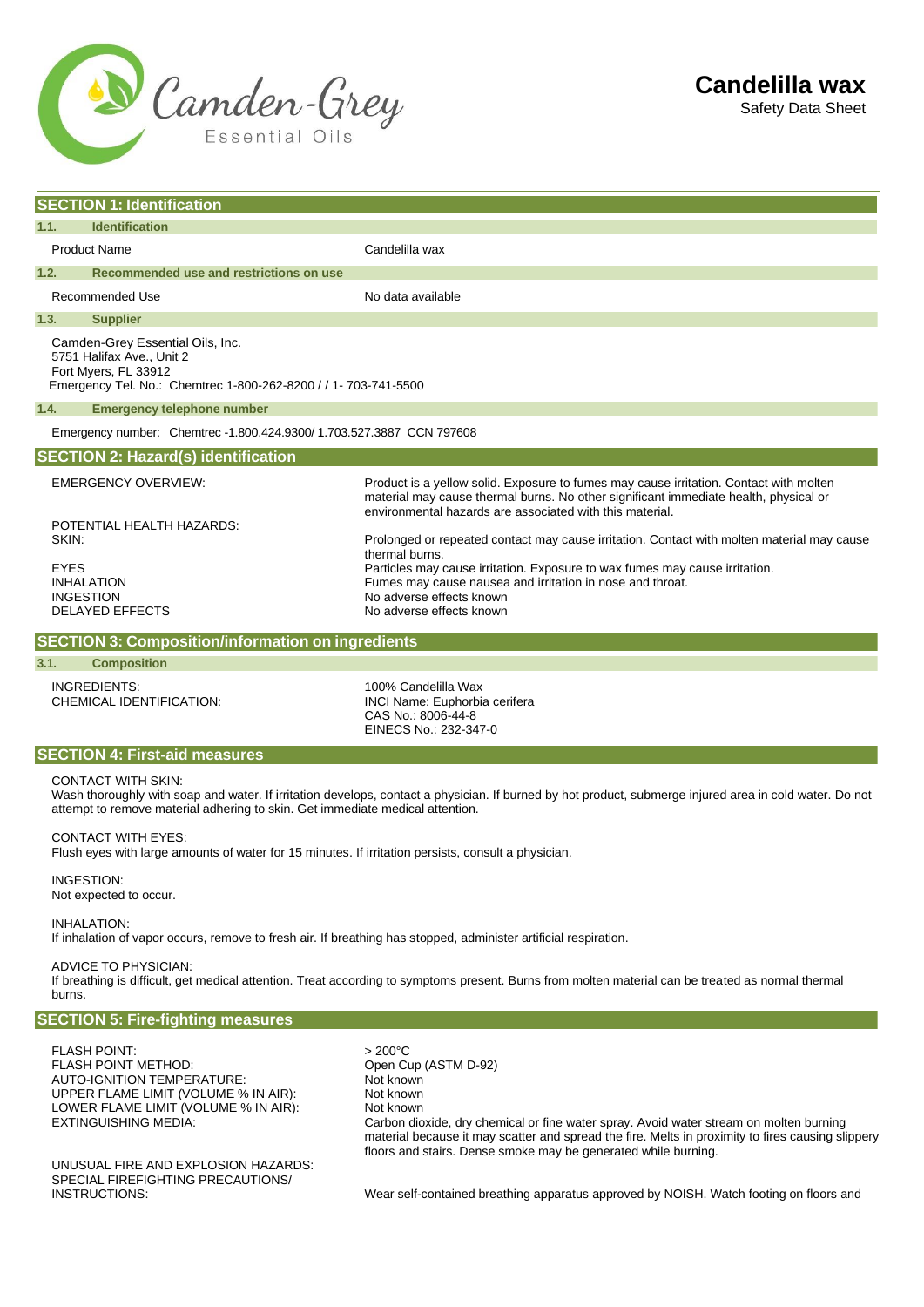# Candelilla wax

Safety Data Sheet

## SECTION 1: Identification

### 1.1. Identification

| | |
|---|---|
| Product Name | Candelilla wax |

### 1.2. Recommended use and restrictions on use

| | |
|---|---|
| Recommended Use | No data available |

### 1.3. Supplier

Camden-Grey Essential Oils, Inc.
5751 Halifax Ave., Unit 2
Fort Myers, FL 33912
Emergency Tel. No.: Chemtrec 1-800-262-8200 / / 1- 703-741-5500

### 1.4. Emergency telephone number

Emergency number: Chemtrec -1.800.424.9300/ 1.703.527.3887 CCN 797608

## SECTION 2: Hazard(s) identification

| | |
|---|---|
| EMERGENCY OVERVIEW: | Product is a yellow solid. Exposure to fumes may cause irritation. Contact with molten material may cause thermal burns. No other significant immediate health, physical or environmental hazards are associated with this material. |
| POTENTIAL HEALTH HAZARDS: | |
| SKIN: | Prolonged or repeated contact may cause irritation. Contact with molten material may cause thermal burns. |
| EYES | Particles may cause irritation. Exposure to wax fumes may cause irritation. |
| INHALATION | Fumes may cause nausea and irritation in nose and throat. |
| INGESTION | No adverse effects known |
| DELAYED EFFECTS | No adverse effects known |

## SECTION 3: Composition/information on ingredients

### 3.1. Composition

| | |
|---|---|
| INGREDIENTS: | 100% Candelilla Wax |
| CHEMICAL IDENTIFICATION: | INCI Name: Euphorbia cerifera<br>CAS No.: 8006-44-8<br>EINECS No.: 232-347-0 |

## SECTION 4: First-aid measures

CONTACT WITH SKIN:
Wash thoroughly with soap and water. If irritation develops, contact a physician. If burned by hot product, submerge injured area in cold water. Do not attempt to remove material adhering to skin. Get immediate medical attention.

CONTACT WITH EYES:
Flush eyes with large amounts of water for 15 minutes. If irritation persists, consult a physician.

INGESTION:
Not expected to occur.

INHALATION:
If inhalation of vapor occurs, remove to fresh air. If breathing has stopped, administer artificial respiration.

ADVICE TO PHYSICIAN:
If breathing is difficult, get medical attention. Treat according to symptoms present. Burns from molten material can be treated as normal thermal burns.

## SECTION 5: Fire-fighting measures

| | |
|---|---|
| FLASH POINT: | > 200°C |
| FLASH POINT METHOD: | Open Cup (ASTM D-92) |
| AUTO-IGNITION TEMPERATURE: | Not known |
| UPPER FLAME LIMIT (VOLUME % IN AIR): | Not known |
| LOWER FLAME LIMIT (VOLUME % IN AIR): | Not known |
| EXTINGUISHING MEDIA: | Carbon dioxide, dry chemical or fine water spray. Avoid water stream on molten burning material because it may scatter and spread the fire. Melts in proximity to fires causing slippery floors and stairs. Dense smoke may be generated while burning. |
| UNUSUAL FIRE AND EXPLOSION HAZARDS: | |
| SPECIAL FIREFIGHTING PRECAUTIONS/ INSTRUCTIONS: | Wear self-contained breathing apparatus approved by NOISH. Watch footing on floors and |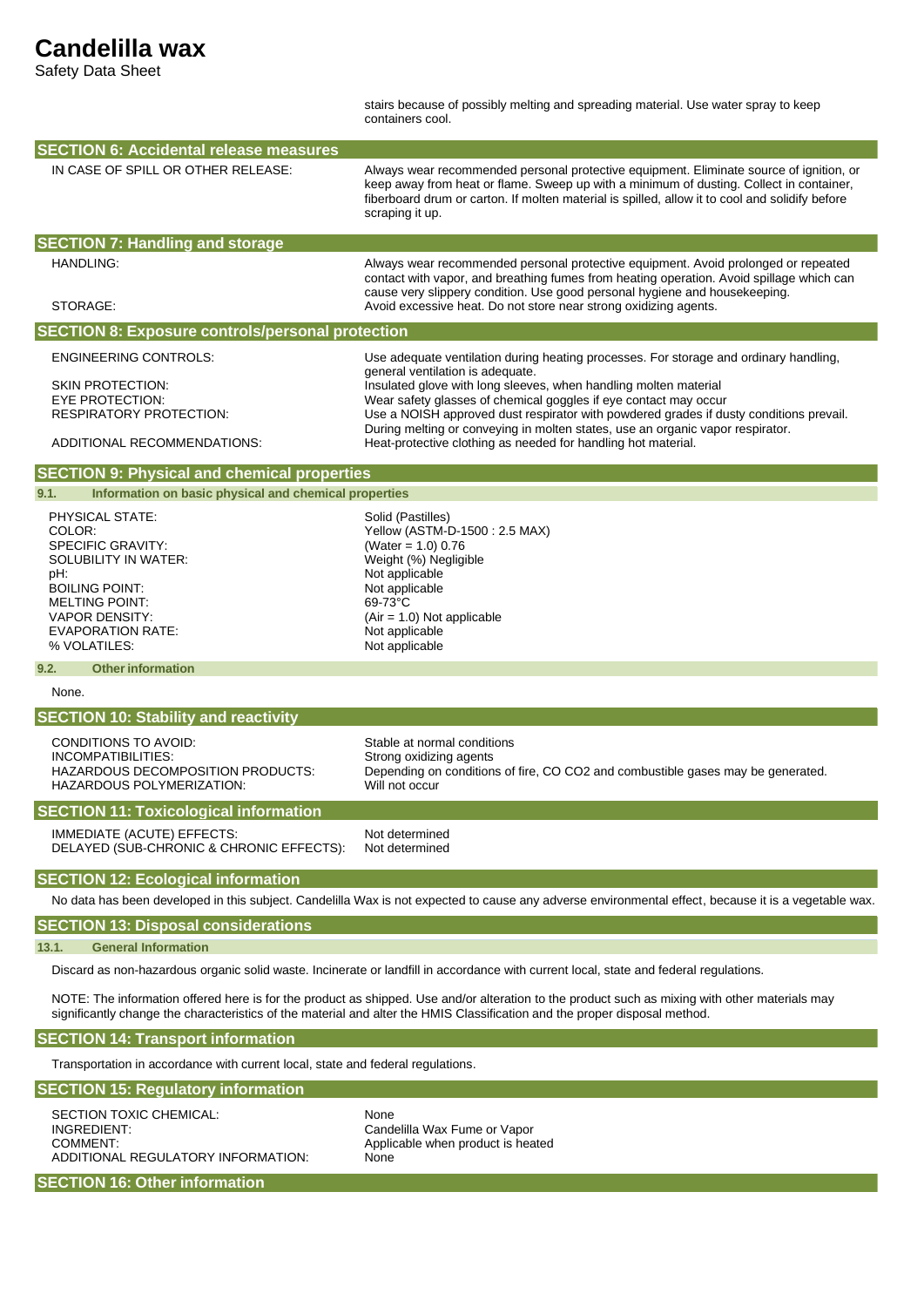stairs because of possibly melting and spreading material. Use water spray to keep containers cool.

## SECTION 6: Accidental release measures

| | |
|---|---|
| IN CASE OF SPILL OR OTHER RELEASE: | Always wear recommended personal protective equipment. Eliminate source of ignition, or keep away from heat or flame. Sweep up with a minimum of dusting. Collect in container, fiberboard drum or carton. If molten material is spilled, allow it to cool and solidify before scraping it up. |

## SECTION 7: Handling and storage

| | |
|---|---|
| HANDLING: | Always wear recommended personal protective equipment. Avoid prolonged or repeated contact with vapor, and breathing fumes from heating operation. Avoid spillage which can cause very slippery condition. Use good personal hygiene and housekeeping. |
| STORAGE: | Avoid excessive heat. Do not store near strong oxidizing agents. |

## SECTION 8: Exposure controls/personal protection

| | |
|---|---|
| ENGINEERING CONTROLS: | Use adequate ventilation during heating processes. For storage and ordinary handling, general ventilation is adequate. |
| SKIN PROTECTION: | Insulated glove with long sleeves, when handling molten material |
| EYE PROTECTION: | Wear safety glasses of chemical goggles if eye contact may occur |
| RESPIRATORY PROTECTION: | Use a NOISH approved dust respirator with powdered grades if dusty conditions prevail. During melting or conveying in molten states, use an organic vapor respirator. |
| ADDITIONAL RECOMMENDATIONS: | Heat-protective clothing as needed for handling hot material. |

## SECTION 9: Physical and chemical properties

### 9.1. Information on basic physical and chemical properties

| | |
|---|---|
| PHYSICAL STATE: | Solid (Pastilles) |
| COLOR: | Yellow (ASTM-D-1500 : 2.5 MAX) |
| SPECIFIC GRAVITY: | (Water = 1.0) 0.76 |
| SOLUBILITY IN WATER: | Weight (%) Negligible |
| pH: | Not applicable |
| BOILING POINT: | Not applicable |
| MELTING POINT: | 69-73°C |
| VAPOR DENSITY: | (Air = 1.0) Not applicable |
| EVAPORATION RATE: | Not applicable |
| % VOLATILES: | Not applicable |

### 9.2. Other information

None.

## SECTION 10: Stability and reactivity

| | |
|---|---|
| CONDITIONS TO AVOID: | Stable at normal conditions |
| INCOMPATIBILITIES: | Strong oxidizing agents |
| HAZARDOUS DECOMPOSITION PRODUCTS: | Depending on conditions of fire, CO $CO_2$ and combustible gases may be generated. |
| HAZARDOUS POLYMERIZATION: | Will not occur |

## SECTION 11: Toxicological information

| | |
|---|---|
| IMMEDIATE (ACUTE) EFFECTS: | Not determined |
| DELAYED (SUB-CHRONIC & CHRONIC EFFECTS): | Not determined |

## SECTION 12: Ecological information

No data has been developed in this subject. Candelilla Wax is not expected to cause any adverse environmental effect, because it is a vegetable wax.

## SECTION 13: Disposal considerations

### 13.1. General Information

Discard as non-hazardous organic solid waste. Incinerate or landfill in accordance with current local, state and federal regulations.

NOTE: The information offered here is for the product as shipped. Use and/or alteration to the product such as mixing with other materials may significantly change the characteristics of the material and alter the HMIS Classification and the proper disposal method.

## SECTION 14: Transport information

Transportation in accordance with current local, state and federal regulations.

## SECTION 15: Regulatory information

| | |
|---|---|
| SECTION TOXIC CHEMICAL: | None |
| INGREDIENT: | Candelilla Wax Fume or Vapor |
| COMMENT: | Applicable when product is heated |
| ADDITIONAL REGULATORY INFORMATION: | None |

## SECTION 16: Other information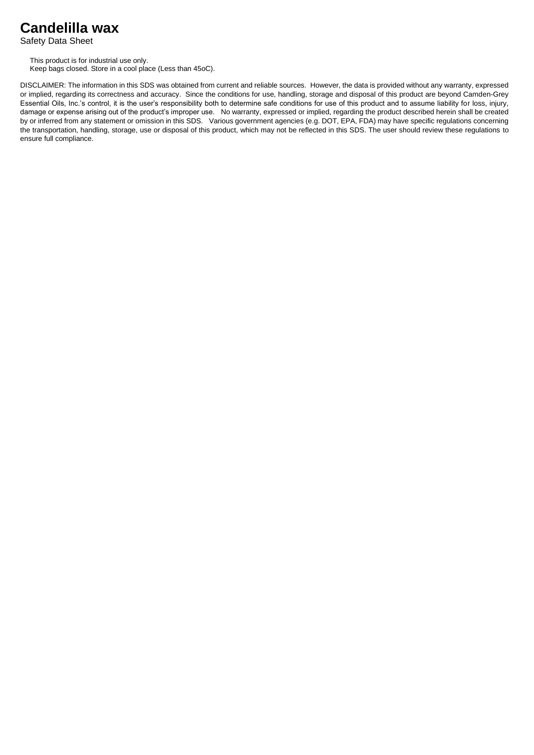# Candelilla wax

Safety Data Sheet

This product is for industrial use only.
Keep bags closed. Store in a cool place (Less than 45oC).

DISCLAIMER: The information in this SDS was obtained from current and reliable sources. However, the data is provided without any warranty, expressed or implied, regarding its correctness and accuracy. Since the conditions for use, handling, storage and disposal of this product are beyond Camden-Grey Essential Oils, Inc.'s control, it is the user's responsibility both to determine safe conditions for use of this product and to assume liability for loss, injury, damage or expense arising out of the product's improper use. No warranty, expressed or implied, regarding the product described herein shall be created by or inferred from any statement or omission in this SDS. Various government agencies (e.g. DOT, EPA, FDA) may have specific regulations concerning the transportation, handling, storage, use or disposal of this product, which may not be reflected in this SDS. The user should review these regulations to ensure full compliance.